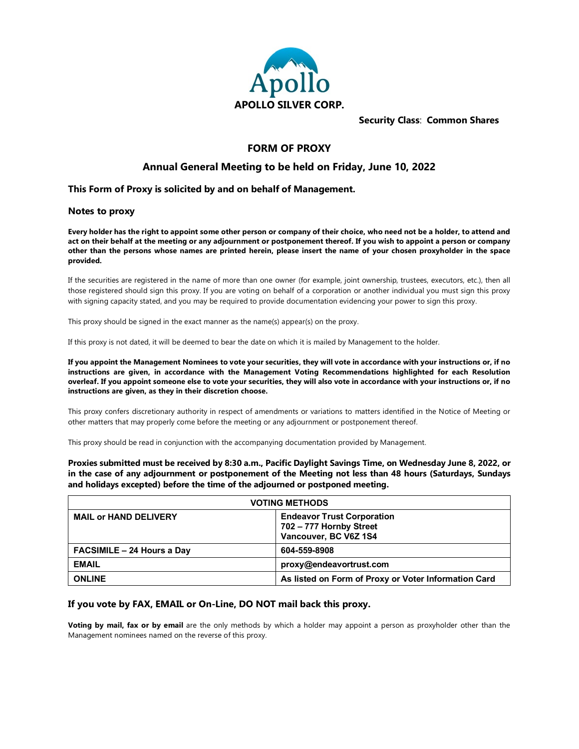**APOLLO SILVER CORP.**

**Security Class**: **Common Shares**

# FORM OF PROXY

## Annual General Meeting to be held on Friday, June 10, 2022

### This Form of Proxy is solicited by and on behalf of Management.

### Notes to proxy

**Every holder has the right to appoint some other person or company of their choice, who need not be a holder, to attend and act on their behalf at the meeting or any adjournment or postponement thereof. If you wish to appoint a person or company other than the persons whose names are printed herein, please insert the name of your chosen proxyholder in the space provided.**

If the securities are registered in the name of more than one owner (for example, joint ownership, trustees, executors, etc.), then all those registered should sign this proxy. If you are voting on behalf of a corporation or another individual you must sign this proxy with signing capacity stated, and you may be required to provide documentation evidencing your power to sign this proxy.

This proxy should be signed in the exact manner as the name(s) appear(s) on the proxy.

If this proxy is not dated, it will be deemed to bear the date on which it is mailed by Management to the holder.

**If you appoint the Management Nominees to vote your securities, they will vote in accordance with your instructions or, if no instructions are given, in accordance with the Management Voting Recommendations highlighted for each Resolution overleaf. If you appoint someone else to vote your securities, they will also vote in accordance with your instructions or, if no instructions are given, as they in their discretion choose.**

This proxy confers discretionary authority in respect of amendments or variations to matters identified in the Notice of Meeting or other matters that may properly come before the meeting or any adjournment or postponement thereof.

This proxy should be read in conjunction with the accompanying documentation provided by Management.

**Proxies submitted must be received by 8:30 a.m., Pacific Daylight Savings Time, on Wednesday June 8, 2022, or in the case of any adjournment or postponement of the Meeting not less than 48 hours (Saturdays, Sundays and holidays excepted) before the time of the adjourned or postponed meeting.**

| VOTING METHODS | |
|---|---|
| **MAIL or HAND DELIVERY** | **Endeavor Trust Corporation**<br>**702 – 777 Hornby Street**<br>**Vancouver, BC V6Z 1S4** |
| **FACSIMILE – 24 Hours a Day** | **604-559-8908** |
| **EMAIL** | **proxy@endeavortrust.com** |
| **ONLINE** | **As listed on Form of Proxy or Voter Information Card** |

### If you vote by FAX, EMAIL or On-Line, DO NOT mail back this proxy.

**Voting by mail, fax or by email** are the only methods by which a holder may appoint a person as proxyholder other than the Management nominees named on the reverse of this proxy.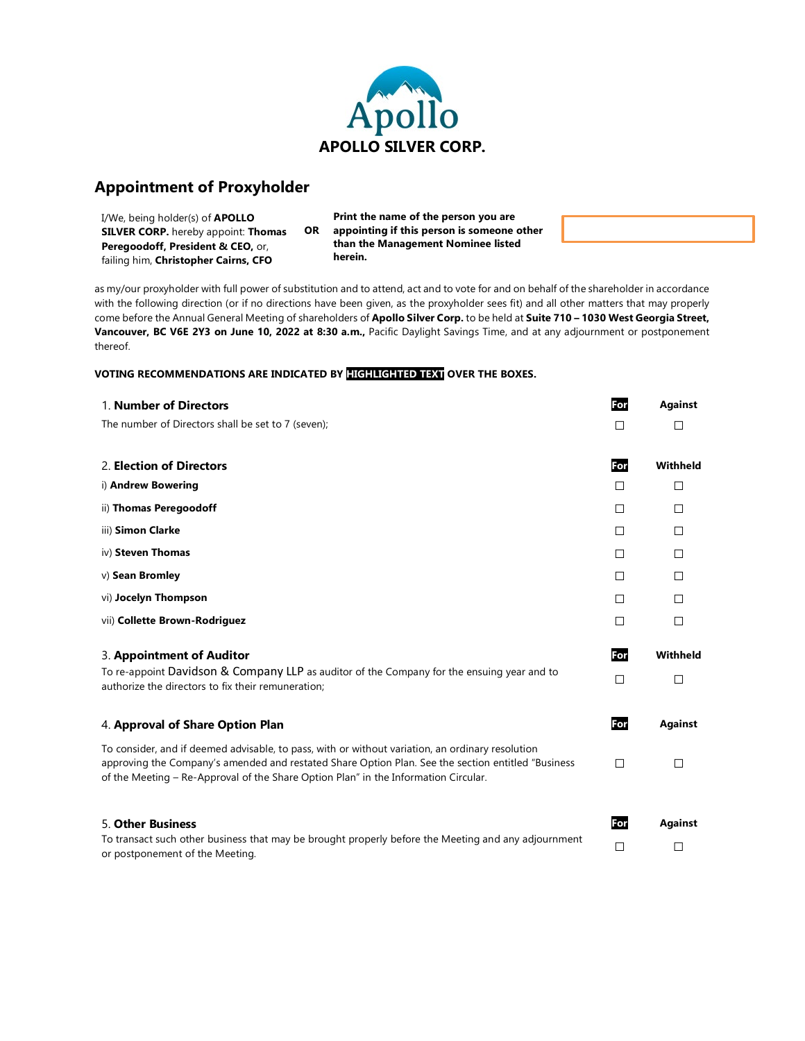**APOLLO SILVER CORP.**

## Appointment of Proxyholder

I/We, being holder(s) of **APOLLO SILVER CORP.** hereby appoint: **Thomas Peregoodoff, President & CEO,** or, failing him, **Christopher Cairns, CFO**

**OR**

**Print the name of the person you are appointing if this person is someone other than the Management Nominee listed herein.**

as my/our proxyholder with full power of substitution and to attend, act and to vote for and on behalf of the shareholder in accordance with the following direction (or if no directions have been given, as the proxyholder sees fit) and all other matters that may properly come before the Annual General Meeting of shareholders of **Apollo Silver Corp.** to be held at **Suite 710 – 1030 West Georgia Street, Vancouver, BC V6E 2Y3 on June 10, 2022 at 8:30 a.m.,** Pacific Daylight Savings Time, and at any adjournment or postponement thereof.

**VOTING RECOMMENDATIONS ARE INDICATED BY HIGHLIGHTED TEXT OVER THE BOXES.**

| | **For** | **Against** |
|---|---|---|
| 1. **Number of Directors** | | |
| The number of Directors shall be set to 7 (seven); | ☐ | ☐ |

| | **For** | **Withheld** |
|---|---|---|
| 2. **Election of Directors** | | |
| i) **Andrew Bowering** | ☐ | ☐ |
| ii) **Thomas Peregoodoff** | ☐ | ☐ |
| iii) **Simon Clarke** | ☐ | ☐ |
| iv) **Steven Thomas** | ☐ | ☐ |
| v) **Sean Bromley** | ☐ | ☐ |
| vi) **Jocelyn Thompson** | ☐ | ☐ |
| vii) **Collette Brown-Rodriguez** | ☐ | ☐ |

| | **For** | **Withheld** |
|---|---|---|
| 3. **Appointment of Auditor** | | |
| To re-appoint Davidson & Company LLP as auditor of the Company for the ensuing year and to authorize the directors to fix their remuneration; | ☐ | ☐ |

| | **For** | **Against** |
|---|---|---|
| 4. **Approval of Share Option Plan** | | |
| To consider, and if deemed advisable, to pass, with or without variation, an ordinary resolution approving the Company's amended and restated Share Option Plan. See the section entitled "Business of the Meeting – Re-Approval of the Share Option Plan" in the Information Circular. | ☐ | ☐ |

| | **For** | **Against** |
|---|---|---|
| 5. **Other Business** | | |
| To transact such other business that may be brought properly before the Meeting and any adjournment or postponement of the Meeting. | ☐ | ☐ |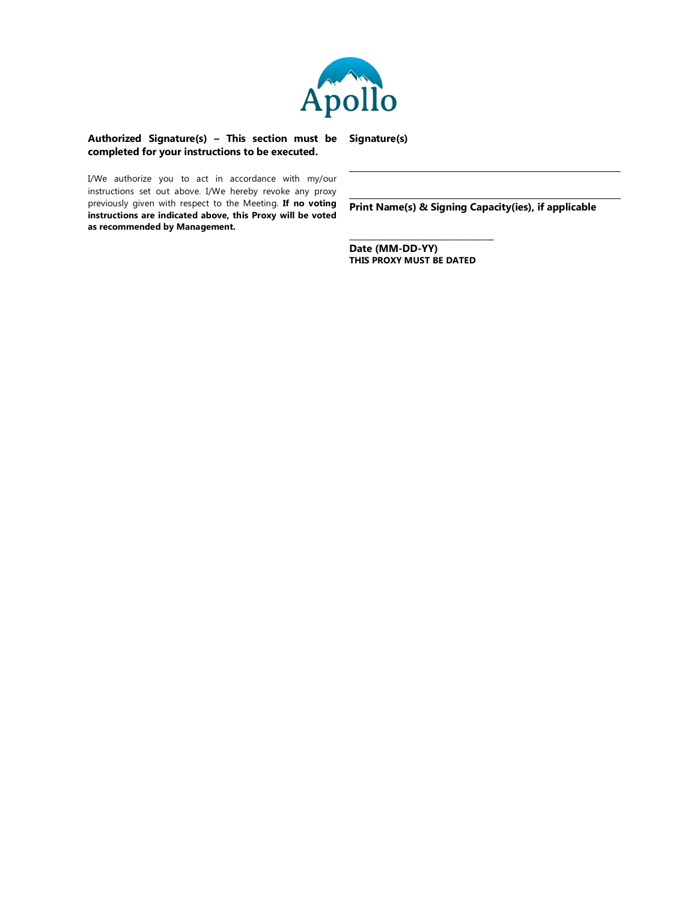Apollo

**Authorized Signature(s) – This section must be completed for your instructions to be executed.**

I/We authorize you to act in accordance with my/our instructions set out above. I/We hereby revoke any proxy previously given with respect to the Meeting. **If no voting instructions are indicated above, this Proxy will be voted as recommended by Management.**

**Signature(s)**

\_\_\_\_\_\_\_\_\_\_\_\_\_\_\_\_\_\_\_\_\_\_\_\_\_\_\_\_\_\_\_\_\_\_\_\_\_\_\_\_

\_\_\_\_\_\_\_\_\_\_\_\_\_\_\_\_\_\_\_\_\_\_\_\_\_\_\_\_\_\_\_\_\_\_\_\_\_\_\_\_

**Print Name(s) & Signing Capacity(ies), if applicable**

\_\_\_\_\_\_\_\_\_\_\_\_\_\_\_\_\_\_\_\_\_\_\_\_\_\_

**Date (MM-DD-YY)**
**THIS PROXY MUST BE DATED**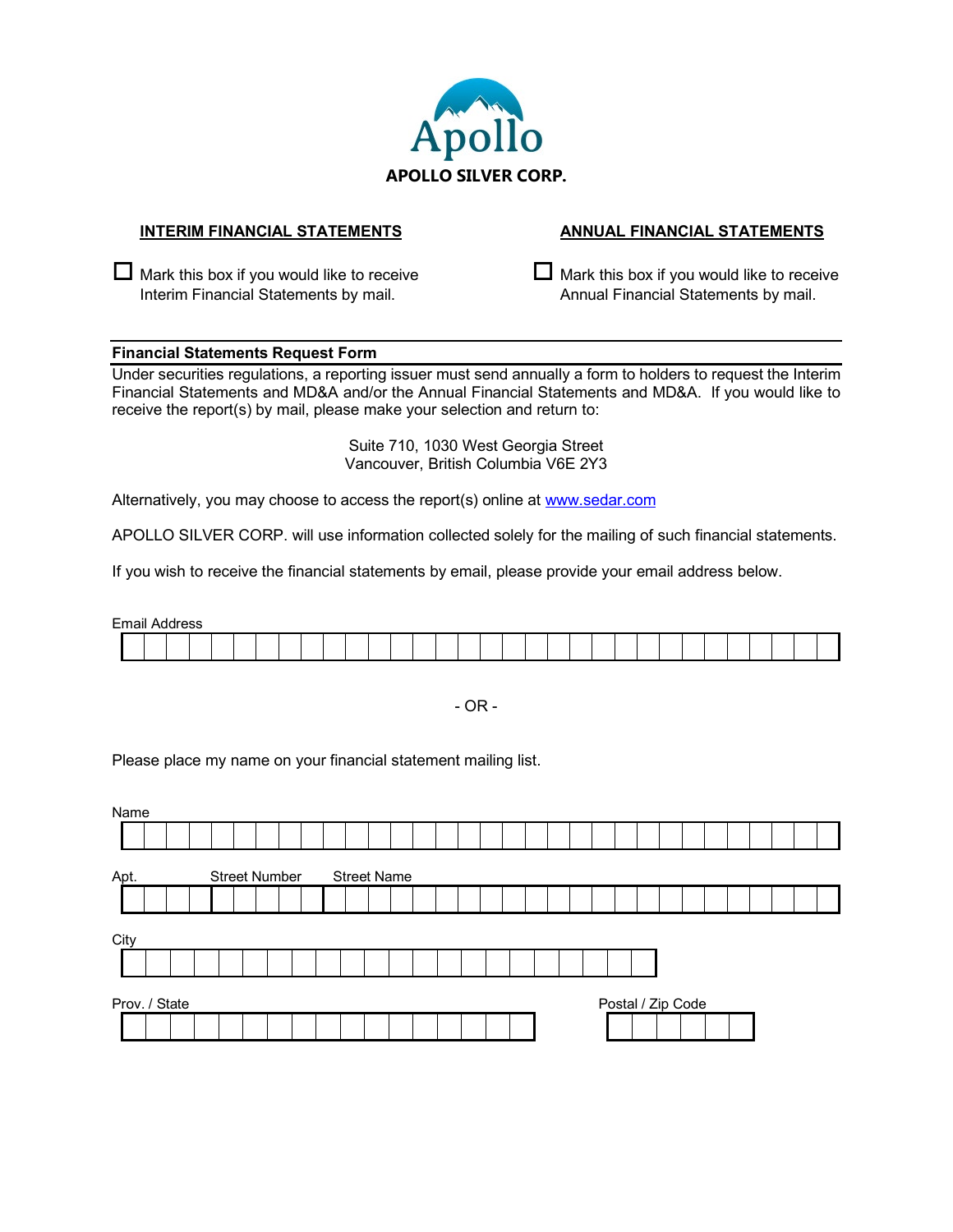Apollo

**APOLLO SILVER CORP.**

**INTERIM FINANCIAL STATEMENTS**

☐ Mark this box if you would like to receive Interim Financial Statements by mail.

**ANNUAL FINANCIAL STATEMENTS**

☐ Mark this box if you would like to receive Annual Financial Statements by mail.

---

**Financial Statements Request Form**

Under securities regulations, a reporting issuer must send annually a form to holders to request the Interim Financial Statements and MD&A and/or the Annual Financial Statements and MD&A. If you would like to receive the report(s) by mail, please make your selection and return to:

Suite 710, 1030 West Georgia Street
Vancouver, British Columbia V6E 2Y3

Alternatively, you may choose to access the report(s) online at www.sedar.com

APOLLO SILVER CORP. will use information collected solely for the mailing of such financial statements.

If you wish to receive the financial statements by email, please provide your email address below.

Email Address

- OR -

Please place my name on your financial statement mailing list.

Name

Apt. Street Number Street Name

City

Prov. / State

Postal / Zip Code